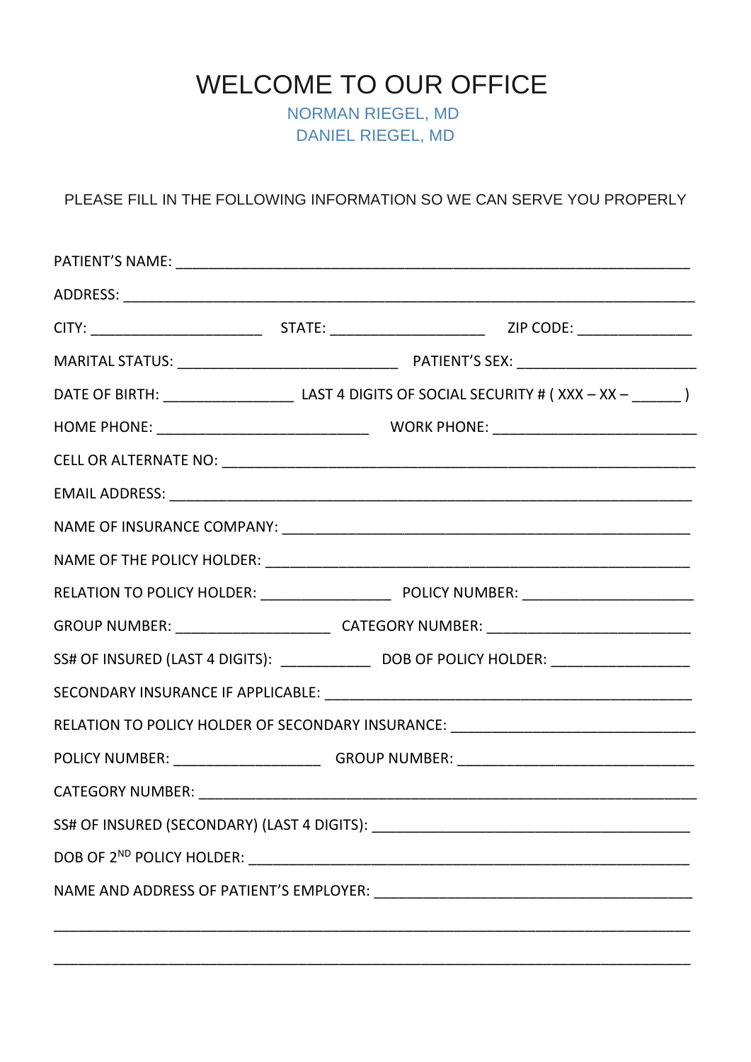# WELCOME TO OUR OFFICE

NORMAN RIEGEL, MD
DANIEL RIEGEL, MD

PLEASE FILL IN THE FOLLOWING INFORMATION SO WE CAN SERVE YOU PROPERLY

PATIENT'S NAME: ___________________________________________________________

ADDRESS: ________________________________________________________________

CITY: _____________________ STATE: ___________________ ZIP CODE: ______________

MARITAL STATUS: ___________________________ PATIENT'S SEX: ______________________

DATE OF BIRTH: ________________ LAST 4 DIGITS OF SOCIAL SECURITY # ( XXX – XX – ______ )

HOME PHONE: __________________________ WORK PHONE: _________________________

CELL OR ALTERNATE NO: __________________________________________________________

EMAIL ADDRESS: ______________________________________________________________

NAME OF INSURANCE COMPANY: ___________________________________________________

NAME OF THE POLICY HOLDER: ____________________________________________________

RELATION TO POLICY HOLDER: ________________ POLICY NUMBER: _____________________

GROUP NUMBER: ___________________ CATEGORY NUMBER: _________________________

SS# OF INSURED (LAST 4 DIGITS): ___________ DOB OF POLICY HOLDER: _________________

SECONDARY INSURANCE IF APPLICABLE: _____________________________________________

RELATION TO POLICY HOLDER OF SECONDARY INSURANCE: ______________________________

POLICY NUMBER: __________________ GROUP NUMBER: _____________________________

CATEGORY NUMBER: ______________________________________________________________

SS# OF INSURED (SECONDARY) (LAST 4 DIGITS): _______________________________________

DOB OF 2ND POLICY HOLDER: _____________________________________________________

NAME AND ADDRESS OF PATIENT'S EMPLOYER: _______________________________________

______________________________________________________________________________

______________________________________________________________________________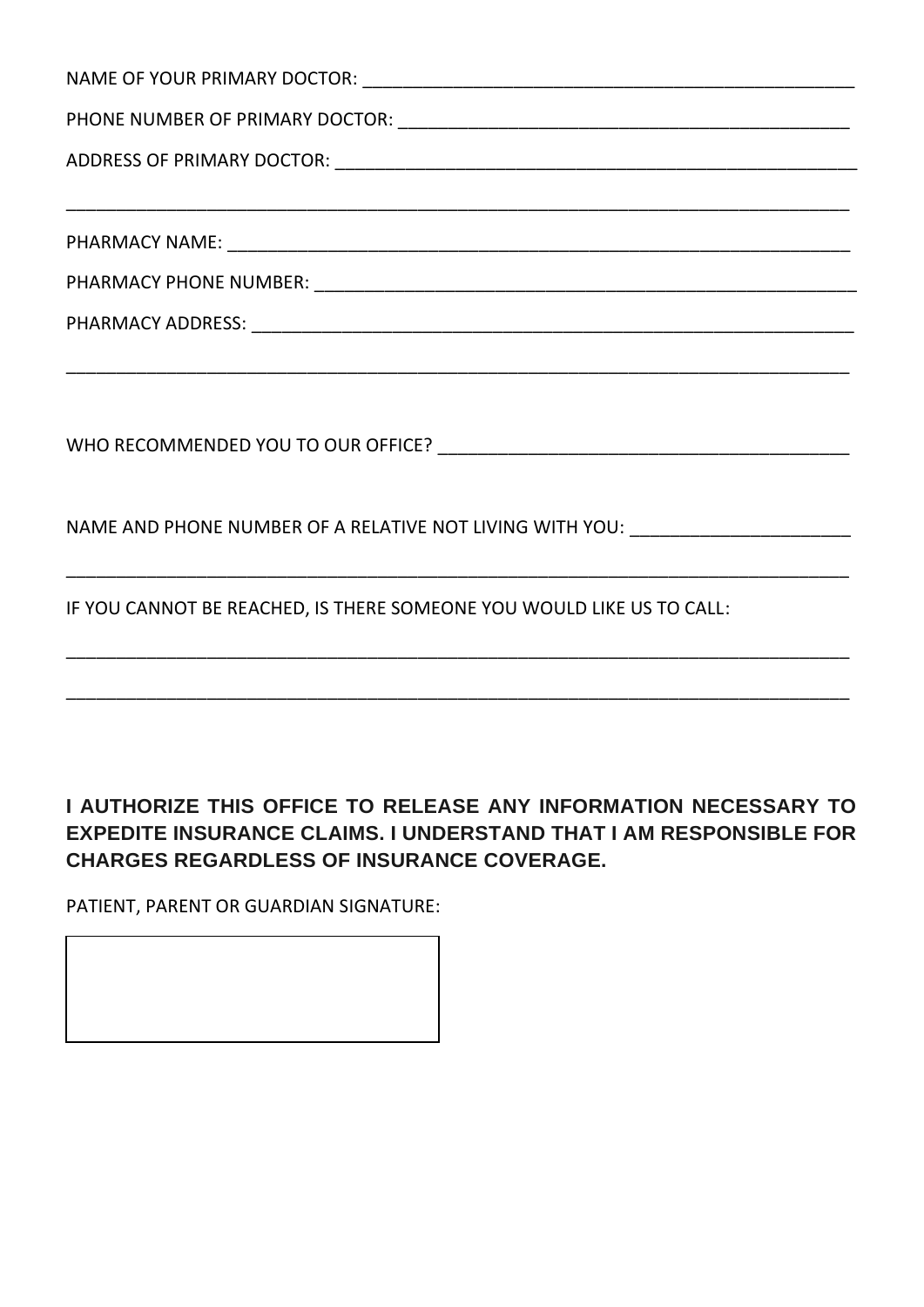NAME OF YOUR PRIMARY DOCTOR: ___________________________________________________

PHONE NUMBER OF PRIMARY DOCTOR: _______________________________________________

ADDRESS OF PRIMARY DOCTOR: ____________________________________________________

_____________________________________________________________________________

PHARMACY NAME: ______________________________________________________________

PHARMACY PHONE NUMBER: _______________________________________________________

PHARMACY ADDRESS: ___________________________________________________________

_____________________________________________________________________________

WHO RECOMMENDED YOU TO OUR OFFICE? __________________________________________

NAME AND PHONE NUMBER OF A RELATIVE NOT LIVING WITH YOU: ______________________

_____________________________________________________________________________

IF YOU CANNOT BE REACHED, IS THERE SOMEONE YOU WOULD LIKE US TO CALL:

_____________________________________________________________________________

_____________________________________________________________________________

**I AUTHORIZE THIS OFFICE TO RELEASE ANY INFORMATION NECESSARY TO EXPEDITE INSURANCE CLAIMS. I UNDERSTAND THAT I AM RESPONSIBLE FOR CHARGES REGARDLESS OF INSURANCE COVERAGE.**

PATIENT, PARENT OR GUARDIAN SIGNATURE: